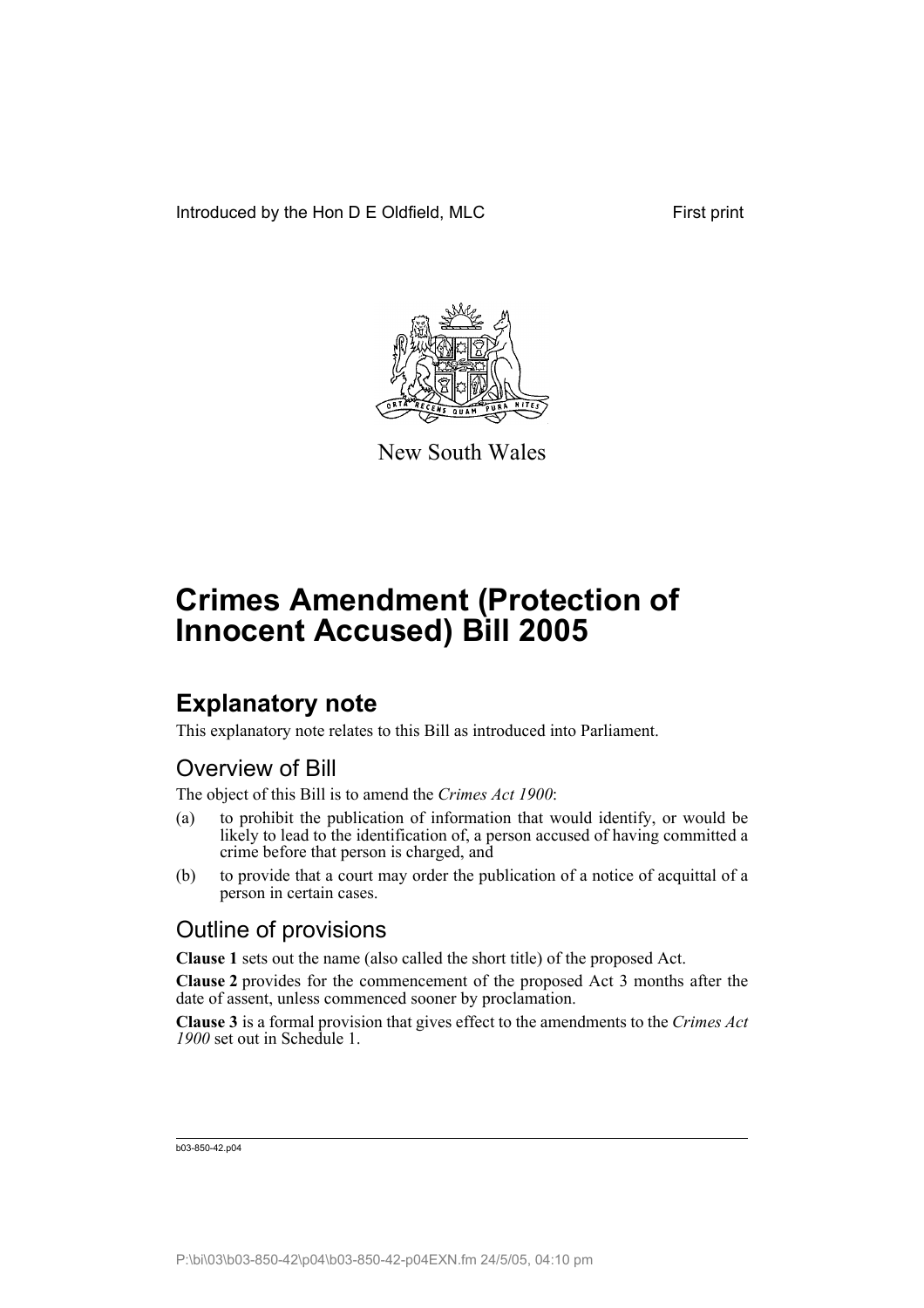Introduced by the Hon D E Oldfield, MLC

First print

New South Wales

# Crimes Amendment (Protection of Innocent Accused) Bill 2005

## Explanatory note

This explanatory note relates to this Bill as introduced into Parliament.

### Overview of Bill

The object of this Bill is to amend the *Crimes Act 1900*:

(a) to prohibit the publication of information that would identify, or would be likely to lead to the identification of, a person accused of having committed a crime before that person is charged, and

(b) to provide that a court may order the publication of a notice of acquittal of a person in certain cases.

### Outline of provisions

**Clause 1** sets out the name (also called the short title) of the proposed Act.

**Clause 2** provides for the commencement of the proposed Act 3 months after the date of assent, unless commenced sooner by proclamation.

**Clause 3** is a formal provision that gives effect to the amendments to the *Crimes Act 1900* set out in Schedule 1.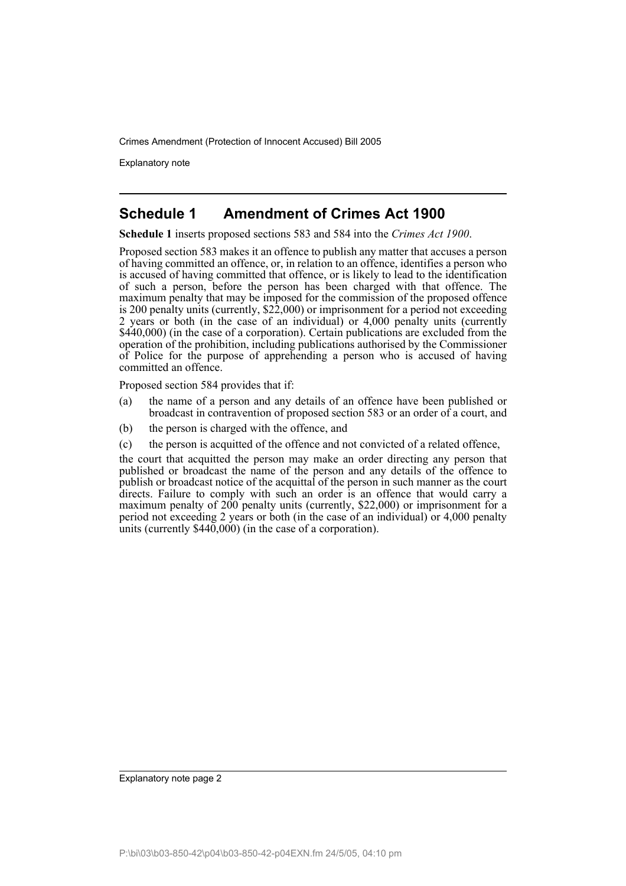## Schedule 1 Amendment of Crimes Act 1900

**Schedule 1** inserts proposed sections 583 and 584 into the *Crimes Act 1900*.

Proposed section 583 makes it an offence to publish any matter that accuses a person of having committed an offence, or, in relation to an offence, identifies a person who is accused of having committed that offence, or is likely to lead to the identification of such a person, before the person has been charged with that offence. The maximum penalty that may be imposed for the commission of the proposed offence is 200 penalty units (currently, $22,000) or imprisonment for a period not exceeding 2 years or both (in the case of an individual) or 4,000 penalty units (currently $440,000) (in the case of a corporation). Certain publications are excluded from the operation of the prohibition, including publications authorised by the Commissioner of Police for the purpose of apprehending a person who is accused of having committed an offence.

Proposed section 584 provides that if:

(a) the name of a person and any details of an offence have been published or broadcast in contravention of proposed section 583 or an order of a court, and

(b) the person is charged with the offence, and

(c) the person is acquitted of the offence and not convicted of a related offence,

the court that acquitted the person may make an order directing any person that published or broadcast the name of the person and any details of the offence to publish or broadcast notice of the acquittal of the person in such manner as the court directs. Failure to comply with such an order is an offence that would carry a maximum penalty of 200 penalty units (currently, $22,000) or imprisonment for a period not exceeding 2 years or both (in the case of an individual) or 4,000 penalty units (currently $440,000) (in the case of a corporation).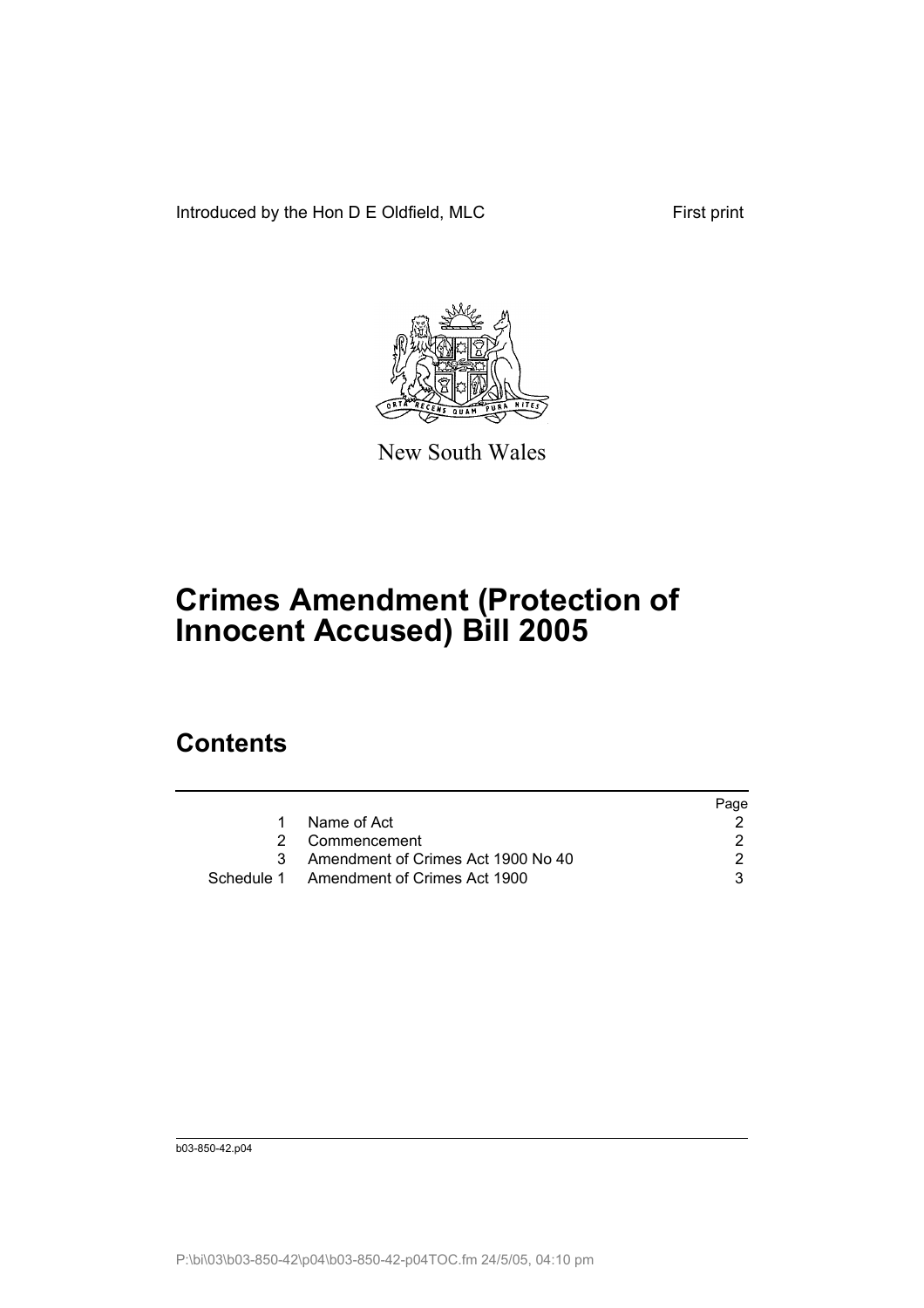Introduced by the Hon D E Oldfield, MLC

First print

New South Wales

# Crimes Amendment (Protection of Innocent Accused) Bill 2005

## Contents

| | | Page |
|---|---|---|
| 1 | Name of Act | 2 |
| 2 | Commencement | 2 |
| 3 | Amendment of Crimes Act 1900 No 40 | 2 |
| Schedule 1 | Amendment of Crimes Act 1900 | 3 |

b03-850-42.p04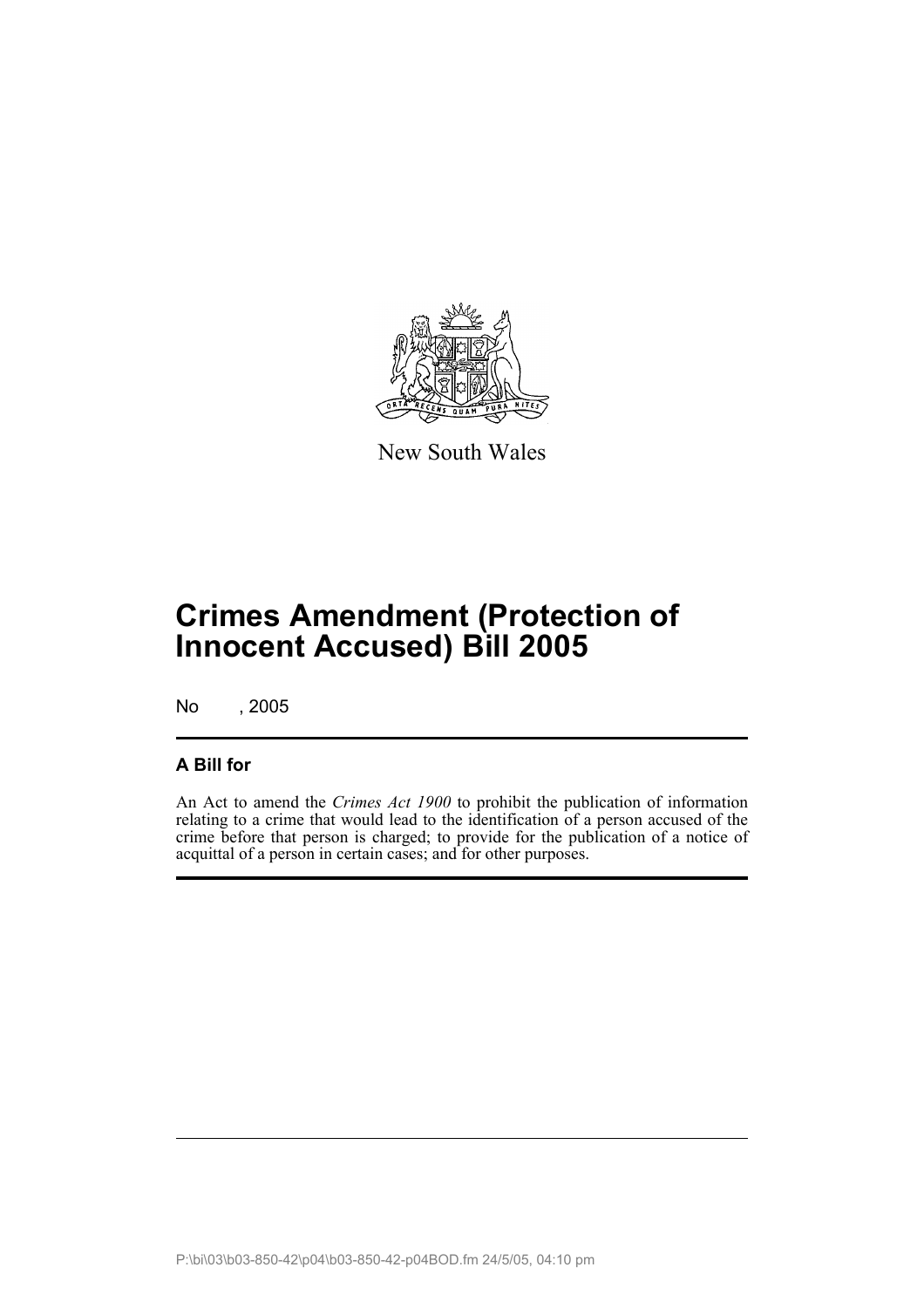New South Wales

# Crimes Amendment (Protection of Innocent Accused) Bill 2005

No , 2005

## A Bill for

An Act to amend the *Crimes Act 1900* to prohibit the publication of information relating to a crime that would lead to the identification of a person accused of the crime before that person is charged; to provide for the publication of a notice of acquittal of a person in certain cases; and for other purposes.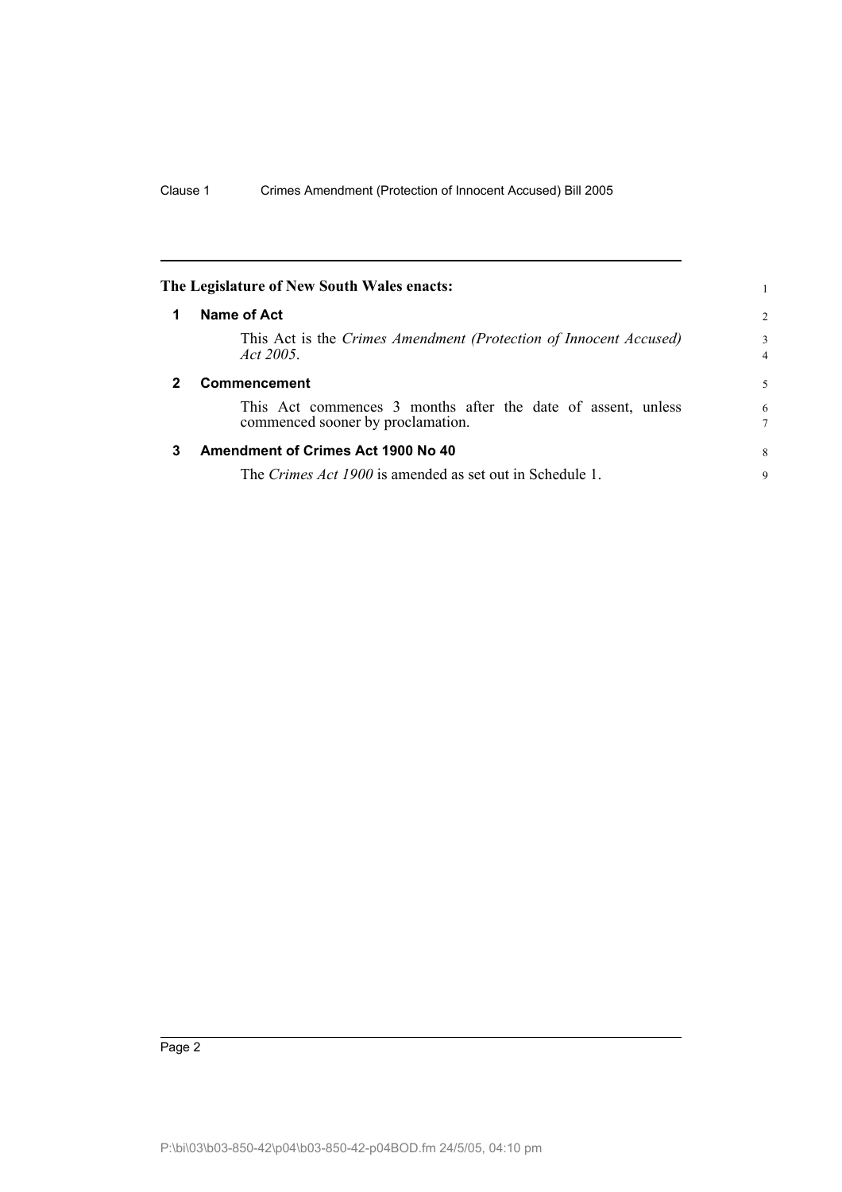**The Legislature of New South Wales enacts:**

## 1 Name of Act

This Act is the *Crimes Amendment (Protection of Innocent Accused) Act 2005*.

## 2 Commencement

This Act commences 3 months after the date of assent, unless commenced sooner by proclamation.

## 3 Amendment of Crimes Act 1900 No 40

The *Crimes Act 1900* is amended as set out in Schedule 1.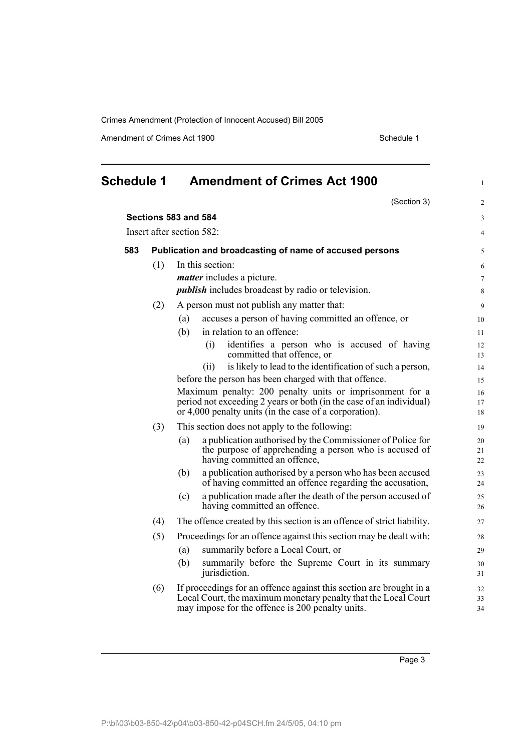## Schedule 1 Amendment of Crimes Act 1900

(Section 3)

### Sections 583 and 584

Insert after section 582:

#### 583 Publication and broadcasting of name of accused persons

(1) In this section:

***matter*** includes a picture.

***publish*** includes broadcast by radio or television.

(2) A person must not publish any matter that:

- (a) accuses a person of having committed an offence, or
- (b) in relation to an offence:
  - (i) identifies a person who is accused of having committed that offence, or
  - (ii) is likely to lead to the identification of such a person,

before the person has been charged with that offence.

Maximum penalty: 200 penalty units or imprisonment for a period not exceeding 2 years or both (in the case of an individual) or 4,000 penalty units (in the case of a corporation).

(3) This section does not apply to the following:

- (a) a publication authorised by the Commissioner of Police for the purpose of apprehending a person who is accused of having committed an offence,
- (b) a publication authorised by a person who has been accused of having committed an offence regarding the accusation,
- (c) a publication made after the death of the person accused of having committed an offence.

(4) The offence created by this section is an offence of strict liability.

(5) Proceedings for an offence against this section may be dealt with:

- (a) summarily before a Local Court, or
- (b) summarily before the Supreme Court in its summary jurisdiction.

(6) If proceedings for an offence against this section are brought in a Local Court, the maximum monetary penalty that the Local Court may impose for the offence is 200 penalty units.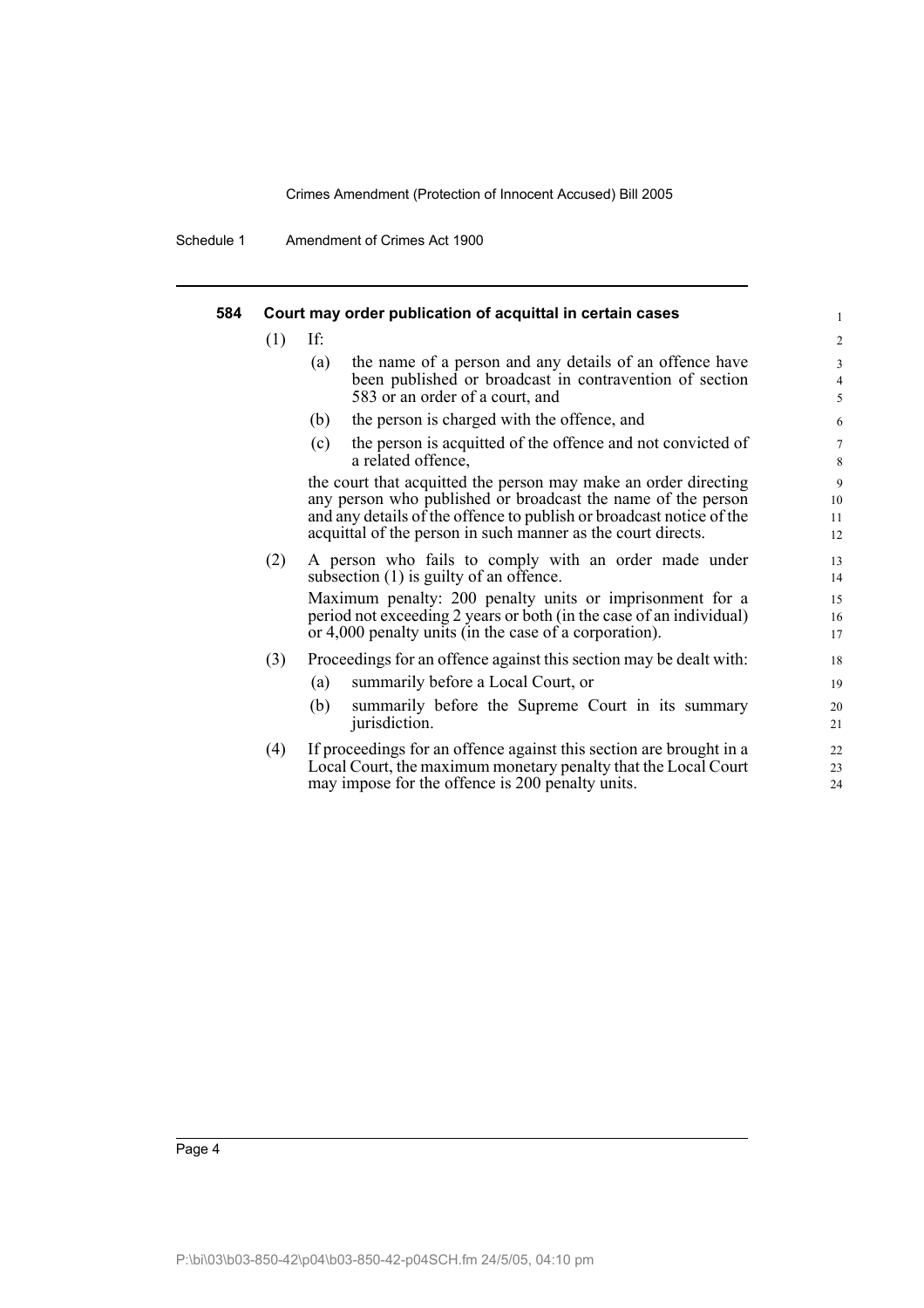### 584 Court may order publication of acquittal in certain cases

(1) If:

(a) the name of a person and any details of an offence have been published or broadcast in contravention of section 583 or an order of a court, and

(b) the person is charged with the offence, and

(c) the person is acquitted of the offence and not convicted of a related offence,

the court that acquitted the person may make an order directing any person who published or broadcast the name of the person and any details of the offence to publish or broadcast notice of the acquittal of the person in such manner as the court directs.

(2) A person who fails to comply with an order made under subsection (1) is guilty of an offence.

Maximum penalty: 200 penalty units or imprisonment for a period not exceeding 2 years or both (in the case of an individual) or 4,000 penalty units (in the case of a corporation).

(3) Proceedings for an offence against this section may be dealt with:

(a) summarily before a Local Court, or

(b) summarily before the Supreme Court in its summary jurisdiction.

(4) If proceedings for an offence against this section are brought in a Local Court, the maximum monetary penalty that the Local Court may impose for the offence is 200 penalty units.